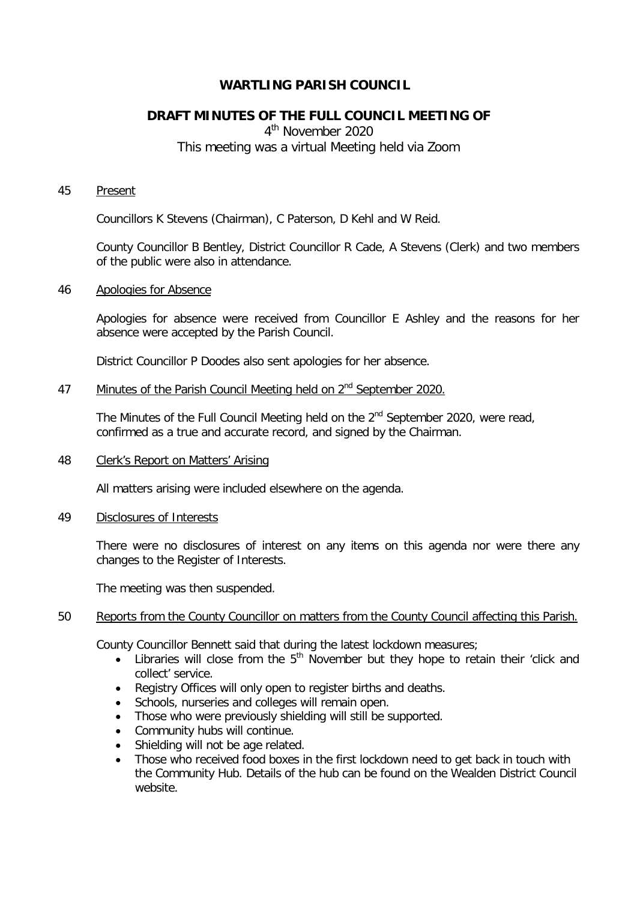# WARTLING PARISH COUNCIL

## DRAFT MINUTES OF THE FULL COUNCIL MEETING OF

4th November 2020

This meeting was a virtual Meeting held via Zoom

45 Present

Councillors K Stevens (Chairman), C Paterson, D Kehl and W Reid.

County Councillor B Bentley, District Councillor R Cade, A Stevens (Clerk) and two members of the public were also in attendance.

46 Apologies for Absence

Apologies for absence were received from Councillor E Ashley and the reasons for her absence were accepted by the Parish Council.

District Councillor P Doodes also sent apologies for her absence.

47 Minutes of the Parish Council Meeting held on 2nd September 2020.

The Minutes of the Full Council Meeting held on the 2nd September 2020, were read, confirmed as a true and accurate record, and signed by the Chairman.

48 Clerk's Report on Matters' Arising

All matters arising were included elsewhere on the agenda.

49 Disclosures of Interests

There were no disclosures of interest on any items on this agenda nor were there any changes to the Register of Interests.

The meeting was then suspended.

50 Reports from the County Councillor on matters from the County Council affecting this Parish.

County Councillor Bennett said that during the latest lockdown measures;

- Libraries will close from the 5th November but they hope to retain their 'click and collect' service.
- Registry Offices will only open to register births and deaths.
- Schools, nurseries and colleges will remain open.
- Those who were previously shielding will still be supported.
- Community hubs will continue.
- Shielding will not be age related.
- Those who received food boxes in the first lockdown need to get back in touch with the Community Hub. Details of the hub can be found on the Wealden District Council website.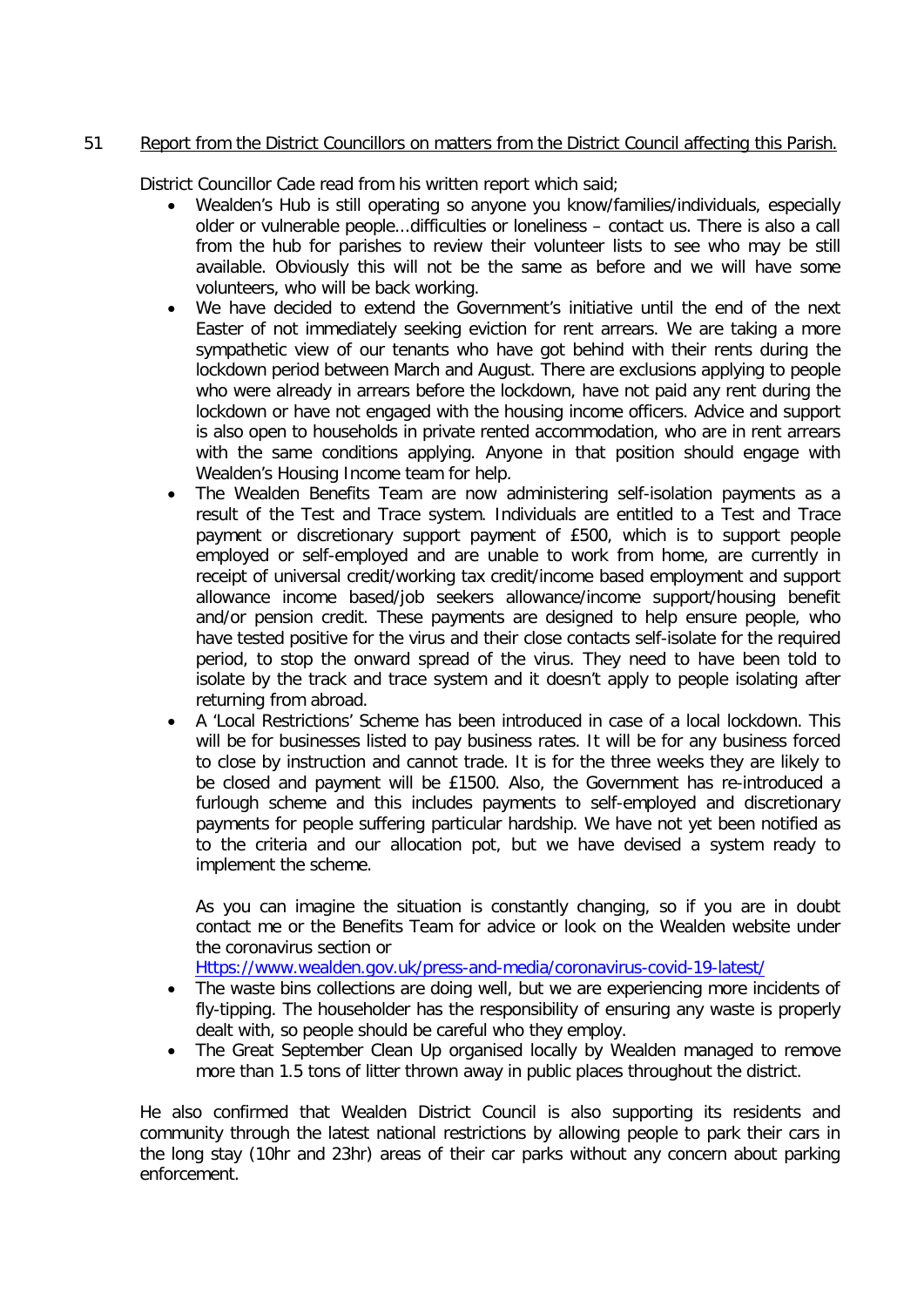51 Report from the District Councillors on matters from the District Council affecting this Parish.

District Councillor Cade read from his written report which said;

- Wealden's Hub is still operating so anyone you know/families/individuals, especially older or vulnerable people…difficulties or loneliness – contact us. There is also a call from the hub for parishes to review their volunteer lists to see who may be still available. Obviously this will not be the same as before and we will have some volunteers, who will be back working.
- We have decided to extend the Government's initiative until the end of the next Easter of not immediately seeking eviction for rent arrears. We are taking a more sympathetic view of our tenants who have got behind with their rents during the lockdown period between March and August. There are exclusions applying to people who were already in arrears before the lockdown, have not paid any rent during the lockdown or have not engaged with the housing income officers. Advice and support is also open to households in private rented accommodation, who are in rent arrears with the same conditions applying. Anyone in that position should engage with Wealden's Housing Income team for help.
- The Wealden Benefits Team are now administering self-isolation payments as a result of the Test and Trace system. Individuals are entitled to a Test and Trace payment or discretionary support payment of £500, which is to support people employed or self-employed and are unable to work from home, are currently in receipt of universal credit/working tax credit/income based employment and support allowance income based/job seekers allowance/income support/housing benefit and/or pension credit. These payments are designed to help ensure people, who have tested positive for the virus and their close contacts self-isolate for the required period, to stop the onward spread of the virus. They need to have been told to isolate by the track and trace system and it doesn't apply to people isolating after returning from abroad.
- A 'Local Restrictions' Scheme has been introduced in case of a local lockdown. This will be for businesses listed to pay business rates. It will be for any business forced to close by instruction and cannot trade. It is for the three weeks they are likely to be closed and payment will be £1500. Also, the Government has re-introduced a furlough scheme and this includes payments to self-employed and discretionary payments for people suffering particular hardship. We have not yet been notified as to the criteria and our allocation pot, but we have devised a system ready to implement the scheme.

  As you can imagine the situation is constantly changing, so if you are in doubt contact me or the Benefits Team for advice or look on the Wealden website under the coronavirus section or
  Https://www.wealden.gov.uk/press-and-media/coronavirus-covid-19-latest/
- The waste bins collections are doing well, but we are experiencing more incidents of fly-tipping. The householder has the responsibility of ensuring any waste is properly dealt with, so people should be careful who they employ.
- The Great September Clean Up organised locally by Wealden managed to remove more than 1.5 tons of litter thrown away in public places throughout the district.

He also confirmed that Wealden District Council is also supporting its residents and community through the latest national restrictions by allowing people to park their cars in the long stay (10hr and 23hr) areas of their car parks without any concern about parking enforcement.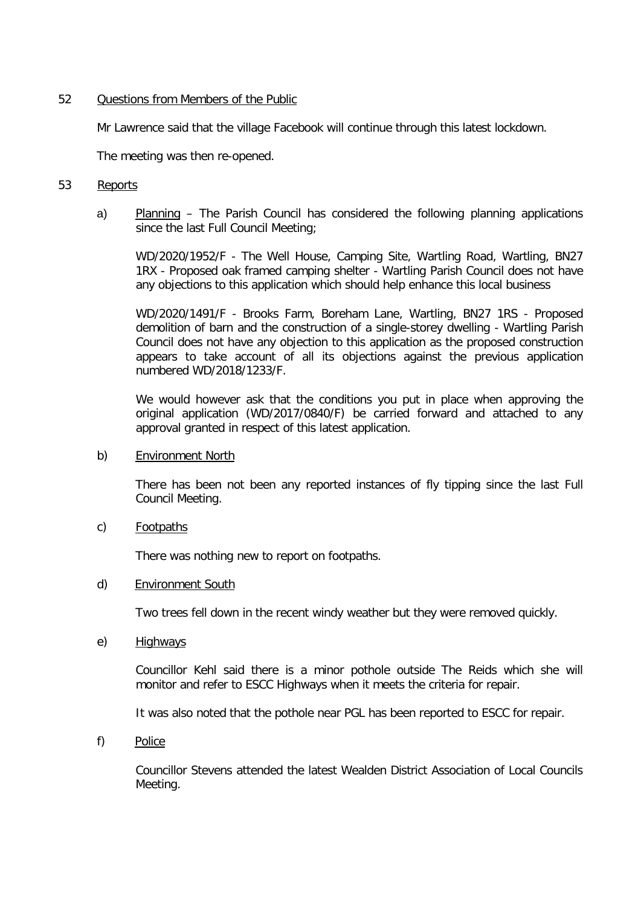52 Questions from Members of the Public

Mr Lawrence said that the village Facebook will continue through this latest lockdown.

The meeting was then re-opened.

53 Reports

a) Planning – The Parish Council has considered the following planning applications since the last Full Council Meeting;

WD/2020/1952/F - The Well House, Camping Site, Wartling Road, Wartling, BN27 1RX - Proposed oak framed camping shelter - Wartling Parish Council does not have any objections to this application which should help enhance this local business

WD/2020/1491/F - Brooks Farm, Boreham Lane, Wartling, BN27 1RS - Proposed demolition of barn and the construction of a single-storey dwelling - Wartling Parish Council does not have any objection to this application as the proposed construction appears to take account of all its objections against the previous application numbered WD/2018/1233/F.

We would however ask that the conditions you put in place when approving the original application (WD/2017/0840/F) be carried forward and attached to any approval granted in respect of this latest application.

b) Environment North

There has been not been any reported instances of fly tipping since the last Full Council Meeting.

c) Footpaths

There was nothing new to report on footpaths.

d) Environment South

Two trees fell down in the recent windy weather but they were removed quickly.

e) Highways

Councillor Kehl said there is a minor pothole outside The Reids which she will monitor and refer to ESCC Highways when it meets the criteria for repair.

It was also noted that the pothole near PGL has been reported to ESCC for repair.

f) Police

Councillor Stevens attended the latest Wealden District Association of Local Councils Meeting.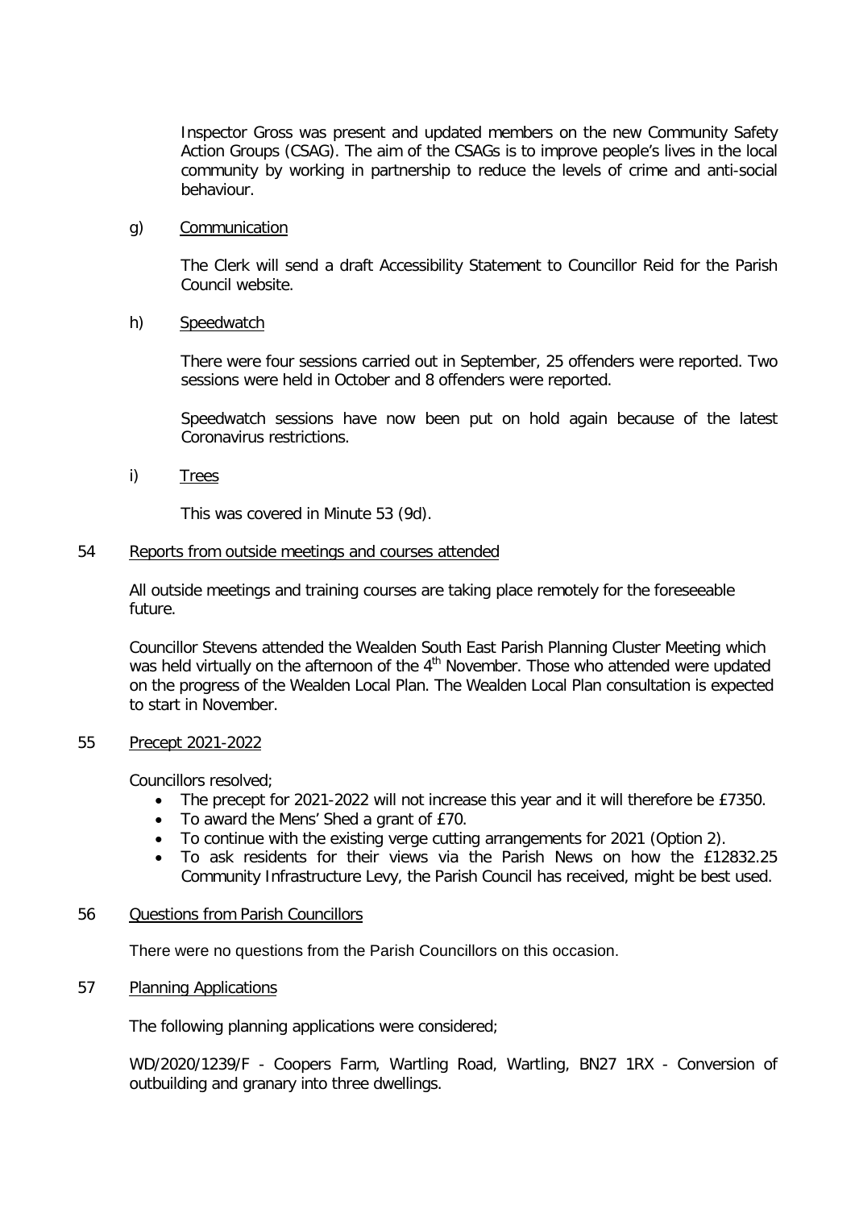Inspector Gross was present and updated members on the new Community Safety Action Groups (CSAG). The aim of the CSAGs is to improve people's lives in the local community by working in partnership to reduce the levels of crime and anti-social behaviour.

g) Communication

The Clerk will send a draft Accessibility Statement to Councillor Reid for the Parish Council website.

h) Speedwatch

There were four sessions carried out in September, 25 offenders were reported. Two sessions were held in October and 8 offenders were reported.

Speedwatch sessions have now been put on hold again because of the latest Coronavirus restrictions.

i) Trees

This was covered in Minute 53 (9d).

## 54 Reports from outside meetings and courses attended

All outside meetings and training courses are taking place remotely for the foreseeable future.

Councillor Stevens attended the Wealden South East Parish Planning Cluster Meeting which was held virtually on the afternoon of the 4th November. Those who attended were updated on the progress of the Wealden Local Plan. The Wealden Local Plan consultation is expected to start in November.

## 55 Precept 2021-2022

Councillors resolved;

- The precept for 2021-2022 will not increase this year and it will therefore be £7350.
- To award the Mens' Shed a grant of £70.
- To continue with the existing verge cutting arrangements for 2021 (Option 2).
- To ask residents for their views via the Parish News on how the £12832.25 Community Infrastructure Levy, the Parish Council has received, might be best used.

## 56 Questions from Parish Councillors

There were no questions from the Parish Councillors on this occasion.

## 57 Planning Applications

The following planning applications were considered;

WD/2020/1239/F - Coopers Farm, Wartling Road, Wartling, BN27 1RX - Conversion of outbuilding and granary into three dwellings.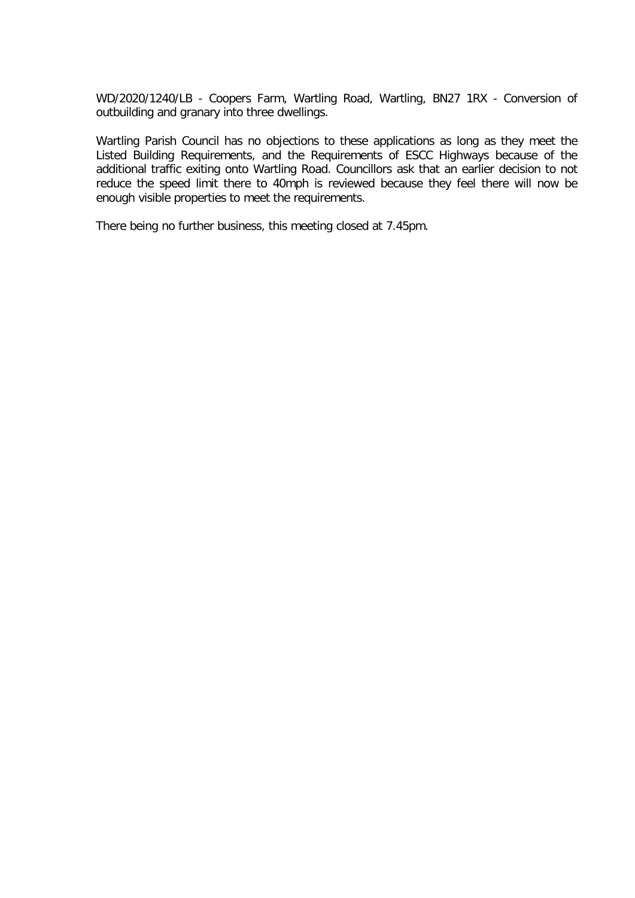WD/2020/1240/LB - Coopers Farm, Wartling Road, Wartling, BN27 1RX - Conversion of outbuilding and granary into three dwellings.

Wartling Parish Council has no objections to these applications as long as they meet the Listed Building Requirements, and the Requirements of ESCC Highways because of the additional traffic exiting onto Wartling Road. Councillors ask that an earlier decision to not reduce the speed limit there to 40mph is reviewed because they feel there will now be enough visible properties to meet the requirements.

There being no further business, this meeting closed at 7.45pm.